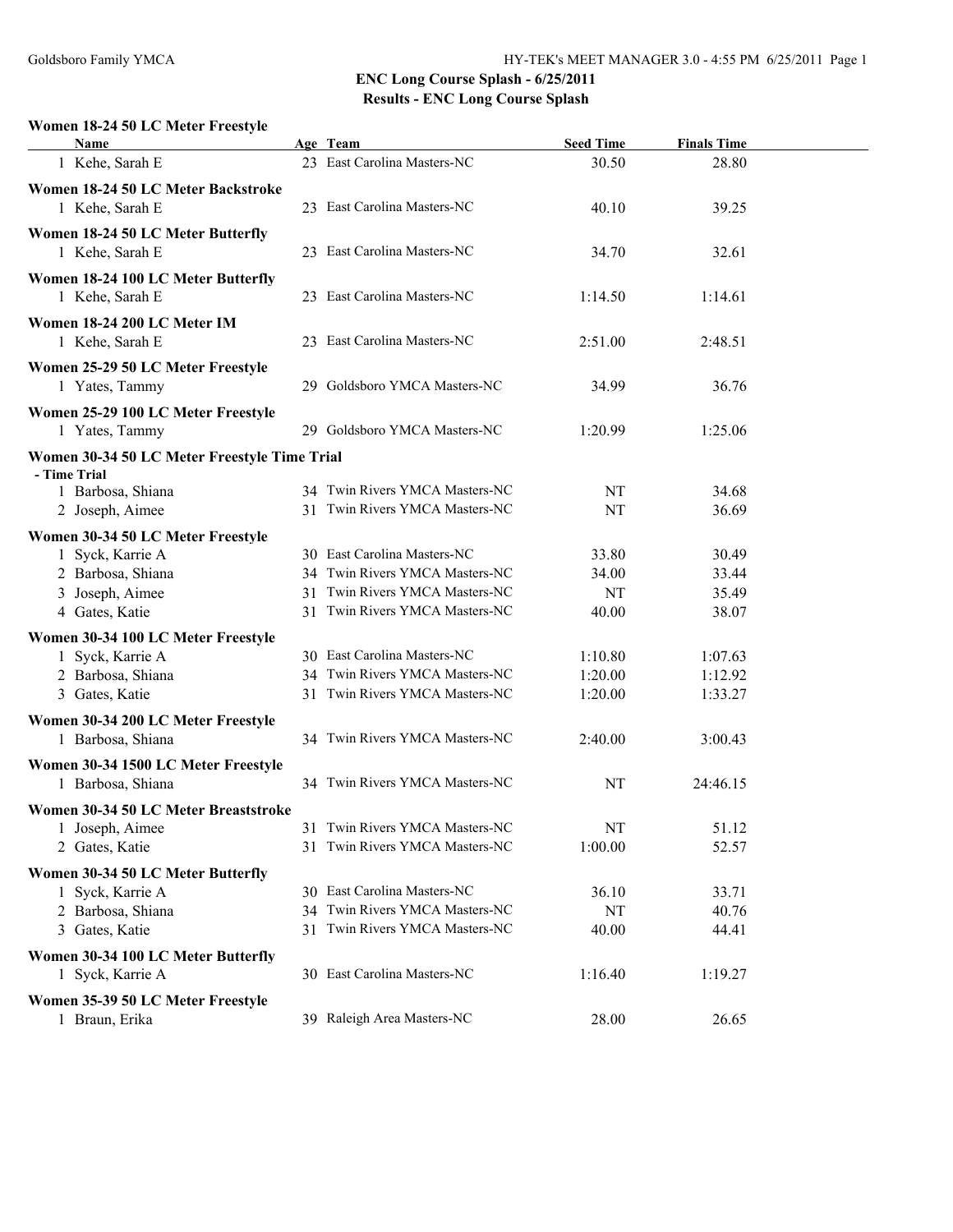## ENC Long Course Splash - 6/25/2011
## Results - ENC Long Course Splash

### Women 18-24 50 LC Meter Freestyle

| Name | Age | Team | Seed Time | Finals Time |
|---|---|---|---|---|
| 1 Kehe, Sarah E | 23 | East Carolina Masters-NC | 30.50 | 28.80 |

### Women 18-24 50 LC Meter Backstroke

| Name | Age | Team | Seed Time | Finals Time |
|---|---|---|---|---|
| 1 Kehe, Sarah E | 23 | East Carolina Masters-NC | 40.10 | 39.25 |

### Women 18-24 50 LC Meter Butterfly

| Name | Age | Team | Seed Time | Finals Time |
|---|---|---|---|---|
| 1 Kehe, Sarah E | 23 | East Carolina Masters-NC | 34.70 | 32.61 |

### Women 18-24 100 LC Meter Butterfly

| Name | Age | Team | Seed Time | Finals Time |
|---|---|---|---|---|
| 1 Kehe, Sarah E | 23 | East Carolina Masters-NC | 1:14.50 | 1:14.61 |

### Women 18-24 200 LC Meter IM

| Name | Age | Team | Seed Time | Finals Time |
|---|---|---|---|---|
| 1 Kehe, Sarah E | 23 | East Carolina Masters-NC | 2:51.00 | 2:48.51 |

### Women 25-29 50 LC Meter Freestyle

| Name | Age | Team | Seed Time | Finals Time |
|---|---|---|---|---|
| 1 Yates, Tammy | 29 | Goldsboro YMCA Masters-NC | 34.99 | 36.76 |

### Women 25-29 100 LC Meter Freestyle

| Name | Age | Team | Seed Time | Finals Time |
|---|---|---|---|---|
| 1 Yates, Tammy | 29 | Goldsboro YMCA Masters-NC | 1:20.99 | 1:25.06 |

### Women 30-34 50 LC Meter Freestyle Time Trial

- Time Trial

| Name | Age | Team | Seed Time | Finals Time |
|---|---|---|---|---|
| 1 Barbosa, Shiana | 34 | Twin Rivers YMCA Masters-NC | NT | 34.68 |
| 2 Joseph, Aimee | 31 | Twin Rivers YMCA Masters-NC | NT | 36.69 |

### Women 30-34 50 LC Meter Freestyle

| Name | Age | Team | Seed Time | Finals Time |
|---|---|---|---|---|
| 1 Syck, Karrie A | 30 | East Carolina Masters-NC | 33.80 | 30.49 |
| 2 Barbosa, Shiana | 34 | Twin Rivers YMCA Masters-NC | 34.00 | 33.44 |
| 3 Joseph, Aimee | 31 | Twin Rivers YMCA Masters-NC | NT | 35.49 |
| 4 Gates, Katie | 31 | Twin Rivers YMCA Masters-NC | 40.00 | 38.07 |

### Women 30-34 100 LC Meter Freestyle

| Name | Age | Team | Seed Time | Finals Time |
|---|---|---|---|---|
| 1 Syck, Karrie A | 30 | East Carolina Masters-NC | 1:10.80 | 1:07.63 |
| 2 Barbosa, Shiana | 34 | Twin Rivers YMCA Masters-NC | 1:20.00 | 1:12.92 |
| 3 Gates, Katie | 31 | Twin Rivers YMCA Masters-NC | 1:20.00 | 1:33.27 |

### Women 30-34 200 LC Meter Freestyle

| Name | Age | Team | Seed Time | Finals Time |
|---|---|---|---|---|
| 1 Barbosa, Shiana | 34 | Twin Rivers YMCA Masters-NC | 2:40.00 | 3:00.43 |

### Women 30-34 1500 LC Meter Freestyle

| Name | Age | Team | Seed Time | Finals Time |
|---|---|---|---|---|
| 1 Barbosa, Shiana | 34 | Twin Rivers YMCA Masters-NC | NT | 24:46.15 |

### Women 30-34 50 LC Meter Breaststroke

| Name | Age | Team | Seed Time | Finals Time |
|---|---|---|---|---|
| 1 Joseph, Aimee | 31 | Twin Rivers YMCA Masters-NC | NT | 51.12 |
| 2 Gates, Katie | 31 | Twin Rivers YMCA Masters-NC | 1:00.00 | 52.57 |

### Women 30-34 50 LC Meter Butterfly

| Name | Age | Team | Seed Time | Finals Time |
|---|---|---|---|---|
| 1 Syck, Karrie A | 30 | East Carolina Masters-NC | 36.10 | 33.71 |
| 2 Barbosa, Shiana | 34 | Twin Rivers YMCA Masters-NC | NT | 40.76 |
| 3 Gates, Katie | 31 | Twin Rivers YMCA Masters-NC | 40.00 | 44.41 |

### Women 30-34 100 LC Meter Butterfly

| Name | Age | Team | Seed Time | Finals Time |
|---|---|---|---|---|
| 1 Syck, Karrie A | 30 | East Carolina Masters-NC | 1:16.40 | 1:19.27 |

### Women 35-39 50 LC Meter Freestyle

| Name | Age | Team | Seed Time | Finals Time |
|---|---|---|---|---|
| 1 Braun, Erika | 39 | Raleigh Area Masters-NC | 28.00 | 26.65 |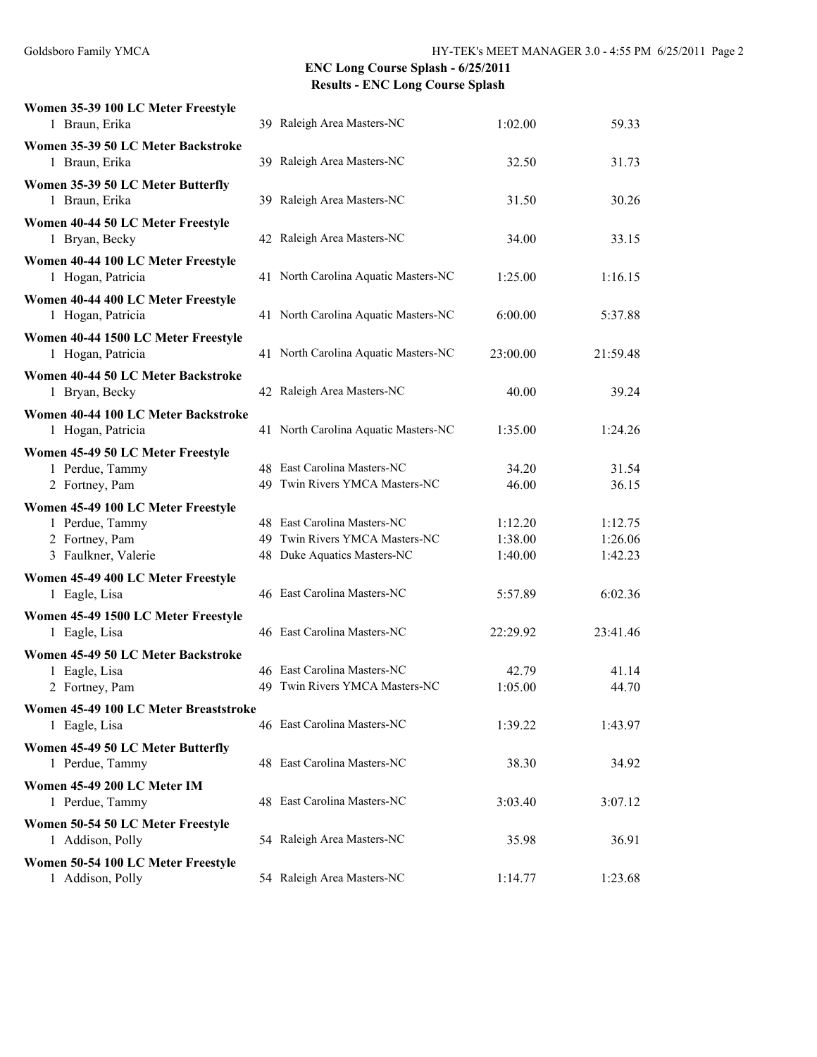## ENC Long Course Splash - 6/25/2011

### Results - ENC Long Course Splash

**Women 35-39 100 LC Meter Freestyle**

| | Name | Age | Team | Seed Time | Finals Time |
|---|---|---|---|---|---|
| 1 | Braun, Erika | 39 | Raleigh Area Masters-NC | 1:02.00 | 59.33 |

**Women 35-39 50 LC Meter Backstroke**

| | Name | Age | Team | Seed Time | Finals Time |
|---|---|---|---|---|---|
| 1 | Braun, Erika | 39 | Raleigh Area Masters-NC | 32.50 | 31.73 |

**Women 35-39 50 LC Meter Butterfly**

| | Name | Age | Team | Seed Time | Finals Time |
|---|---|---|---|---|---|
| 1 | Braun, Erika | 39 | Raleigh Area Masters-NC | 31.50 | 30.26 |

**Women 40-44 50 LC Meter Freestyle**

| | Name | Age | Team | Seed Time | Finals Time |
|---|---|---|---|---|---|
| 1 | Bryan, Becky | 42 | Raleigh Area Masters-NC | 34.00 | 33.15 |

**Women 40-44 100 LC Meter Freestyle**

| | Name | Age | Team | Seed Time | Finals Time |
|---|---|---|---|---|---|
| 1 | Hogan, Patricia | 41 | North Carolina Aquatic Masters-NC | 1:25.00 | 1:16.15 |

**Women 40-44 400 LC Meter Freestyle**

| | Name | Age | Team | Seed Time | Finals Time |
|---|---|---|---|---|---|
| 1 | Hogan, Patricia | 41 | North Carolina Aquatic Masters-NC | 6:00.00 | 5:37.88 |

**Women 40-44 1500 LC Meter Freestyle**

| | Name | Age | Team | Seed Time | Finals Time |
|---|---|---|---|---|---|
| 1 | Hogan, Patricia | 41 | North Carolina Aquatic Masters-NC | 23:00.00 | 21:59.48 |

**Women 40-44 50 LC Meter Backstroke**

| | Name | Age | Team | Seed Time | Finals Time |
|---|---|---|---|---|---|
| 1 | Bryan, Becky | 42 | Raleigh Area Masters-NC | 40.00 | 39.24 |

**Women 40-44 100 LC Meter Backstroke**

| | Name | Age | Team | Seed Time | Finals Time |
|---|---|---|---|---|---|
| 1 | Hogan, Patricia | 41 | North Carolina Aquatic Masters-NC | 1:35.00 | 1:24.26 |

**Women 45-49 50 LC Meter Freestyle**

| | Name | Age | Team | Seed Time | Finals Time |
|---|---|---|---|---|---|
| 1 | Perdue, Tammy | 48 | East Carolina Masters-NC | 34.20 | 31.54 |
| 2 | Fortney, Pam | 49 | Twin Rivers YMCA Masters-NC | 46.00 | 36.15 |

**Women 45-49 100 LC Meter Freestyle**

| | Name | Age | Team | Seed Time | Finals Time |
|---|---|---|---|---|---|
| 1 | Perdue, Tammy | 48 | East Carolina Masters-NC | 1:12.20 | 1:12.75 |
| 2 | Fortney, Pam | 49 | Twin Rivers YMCA Masters-NC | 1:38.00 | 1:26.06 |
| 3 | Faulkner, Valerie | 48 | Duke Aquatics Masters-NC | 1:40.00 | 1:42.23 |

**Women 45-49 400 LC Meter Freestyle**

| | Name | Age | Team | Seed Time | Finals Time |
|---|---|---|---|---|---|
| 1 | Eagle, Lisa | 46 | East Carolina Masters-NC | 5:57.89 | 6:02.36 |

**Women 45-49 1500 LC Meter Freestyle**

| | Name | Age | Team | Seed Time | Finals Time |
|---|---|---|---|---|---|
| 1 | Eagle, Lisa | 46 | East Carolina Masters-NC | 22:29.92 | 23:41.46 |

**Women 45-49 50 LC Meter Backstroke**

| | Name | Age | Team | Seed Time | Finals Time |
|---|---|---|---|---|---|
| 1 | Eagle, Lisa | 46 | East Carolina Masters-NC | 42.79 | 41.14 |
| 2 | Fortney, Pam | 49 | Twin Rivers YMCA Masters-NC | 1:05.00 | 44.70 |

**Women 45-49 100 LC Meter Breaststroke**

| | Name | Age | Team | Seed Time | Finals Time |
|---|---|---|---|---|---|
| 1 | Eagle, Lisa | 46 | East Carolina Masters-NC | 1:39.22 | 1:43.97 |

**Women 45-49 50 LC Meter Butterfly**

| | Name | Age | Team | Seed Time | Finals Time |
|---|---|---|---|---|---|
| 1 | Perdue, Tammy | 48 | East Carolina Masters-NC | 38.30 | 34.92 |

**Women 45-49 200 LC Meter IM**

| | Name | Age | Team | Seed Time | Finals Time |
|---|---|---|---|---|---|
| 1 | Perdue, Tammy | 48 | East Carolina Masters-NC | 3:03.40 | 3:07.12 |

**Women 50-54 50 LC Meter Freestyle**

| | Name | Age | Team | Seed Time | Finals Time |
|---|---|---|---|---|---|
| 1 | Addison, Polly | 54 | Raleigh Area Masters-NC | 35.98 | 36.91 |

**Women 50-54 100 LC Meter Freestyle**

| | Name | Age | Team | Seed Time | Finals Time |
|---|---|---|---|---|---|
| 1 | Addison, Polly | 54 | Raleigh Area Masters-NC | 1:14.77 | 1:23.68 |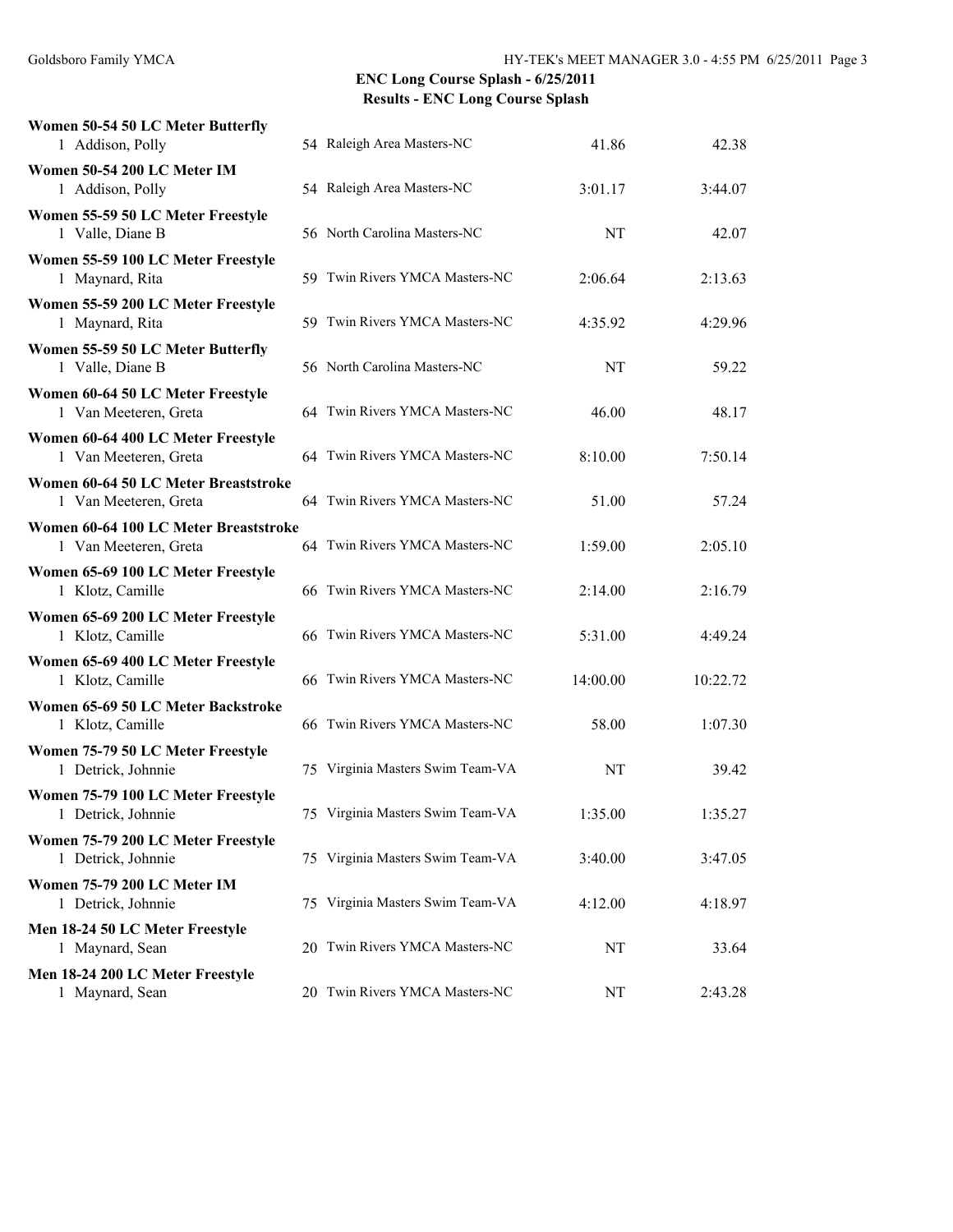**ENC Long Course Splash - 6/25/2011**
**Results - ENC Long Course Splash**

**Women 50-54 50 LC Meter Butterfly**

| | Name | Age | Team | Seed Time | Finals Time |
|---|---|---|---|---|---|
| 1 | Addison, Polly | 54 | Raleigh Area Masters-NC | 41.86 | 42.38 |

**Women 50-54 200 LC Meter IM**

| | Name | Age | Team | Seed Time | Finals Time |
|---|---|---|---|---|---|
| 1 | Addison, Polly | 54 | Raleigh Area Masters-NC | 3:01.17 | 3:44.07 |

**Women 55-59 50 LC Meter Freestyle**

| | Name | Age | Team | Seed Time | Finals Time |
|---|---|---|---|---|---|
| 1 | Valle, Diane B | 56 | North Carolina Masters-NC | NT | 42.07 |

**Women 55-59 100 LC Meter Freestyle**

| | Name | Age | Team | Seed Time | Finals Time |
|---|---|---|---|---|---|
| 1 | Maynard, Rita | 59 | Twin Rivers YMCA Masters-NC | 2:06.64 | 2:13.63 |

**Women 55-59 200 LC Meter Freestyle**

| | Name | Age | Team | Seed Time | Finals Time |
|---|---|---|---|---|---|
| 1 | Maynard, Rita | 59 | Twin Rivers YMCA Masters-NC | 4:35.92 | 4:29.96 |

**Women 55-59 50 LC Meter Butterfly**

| | Name | Age | Team | Seed Time | Finals Time |
|---|---|---|---|---|---|
| 1 | Valle, Diane B | 56 | North Carolina Masters-NC | NT | 59.22 |

**Women 60-64 50 LC Meter Freestyle**

| | Name | Age | Team | Seed Time | Finals Time |
|---|---|---|---|---|---|
| 1 | Van Meeteren, Greta | 64 | Twin Rivers YMCA Masters-NC | 46.00 | 48.17 |

**Women 60-64 400 LC Meter Freestyle**

| | Name | Age | Team | Seed Time | Finals Time |
|---|---|---|---|---|---|
| 1 | Van Meeteren, Greta | 64 | Twin Rivers YMCA Masters-NC | 8:10.00 | 7:50.14 |

**Women 60-64 50 LC Meter Breaststroke**

| | Name | Age | Team | Seed Time | Finals Time |
|---|---|---|---|---|---|
| 1 | Van Meeteren, Greta | 64 | Twin Rivers YMCA Masters-NC | 51.00 | 57.24 |

**Women 60-64 100 LC Meter Breaststroke**

| | Name | Age | Team | Seed Time | Finals Time |
|---|---|---|---|---|---|
| 1 | Van Meeteren, Greta | 64 | Twin Rivers YMCA Masters-NC | 1:59.00 | 2:05.10 |

**Women 65-69 100 LC Meter Freestyle**

| | Name | Age | Team | Seed Time | Finals Time |
|---|---|---|---|---|---|
| 1 | Klotz, Camille | 66 | Twin Rivers YMCA Masters-NC | 2:14.00 | 2:16.79 |

**Women 65-69 200 LC Meter Freestyle**

| | Name | Age | Team | Seed Time | Finals Time |
|---|---|---|---|---|---|
| 1 | Klotz, Camille | 66 | Twin Rivers YMCA Masters-NC | 5:31.00 | 4:49.24 |

**Women 65-69 400 LC Meter Freestyle**

| | Name | Age | Team | Seed Time | Finals Time |
|---|---|---|---|---|---|
| 1 | Klotz, Camille | 66 | Twin Rivers YMCA Masters-NC | 14:00.00 | 10:22.72 |

**Women 65-69 50 LC Meter Backstroke**

| | Name | Age | Team | Seed Time | Finals Time |
|---|---|---|---|---|---|
| 1 | Klotz, Camille | 66 | Twin Rivers YMCA Masters-NC | 58.00 | 1:07.30 |

**Women 75-79 50 LC Meter Freestyle**

| | Name | Age | Team | Seed Time | Finals Time |
|---|---|---|---|---|---|
| 1 | Detrick, Johnnie | 75 | Virginia Masters Swim Team-VA | NT | 39.42 |

**Women 75-79 100 LC Meter Freestyle**

| | Name | Age | Team | Seed Time | Finals Time |
|---|---|---|---|---|---|
| 1 | Detrick, Johnnie | 75 | Virginia Masters Swim Team-VA | 1:35.00 | 1:35.27 |

**Women 75-79 200 LC Meter Freestyle**

| | Name | Age | Team | Seed Time | Finals Time |
|---|---|---|---|---|---|
| 1 | Detrick, Johnnie | 75 | Virginia Masters Swim Team-VA | 3:40.00 | 3:47.05 |

**Women 75-79 200 LC Meter IM**

| | Name | Age | Team | Seed Time | Finals Time |
|---|---|---|---|---|---|
| 1 | Detrick, Johnnie | 75 | Virginia Masters Swim Team-VA | 4:12.00 | 4:18.97 |

**Men 18-24 50 LC Meter Freestyle**

| | Name | Age | Team | Seed Time | Finals Time |
|---|---|---|---|---|---|
| 1 | Maynard, Sean | 20 | Twin Rivers YMCA Masters-NC | NT | 33.64 |

**Men 18-24 200 LC Meter Freestyle**

| | Name | Age | Team | Seed Time | Finals Time |
|---|---|---|---|---|---|
| 1 | Maynard, Sean | 20 | Twin Rivers YMCA Masters-NC | NT | 2:43.28 |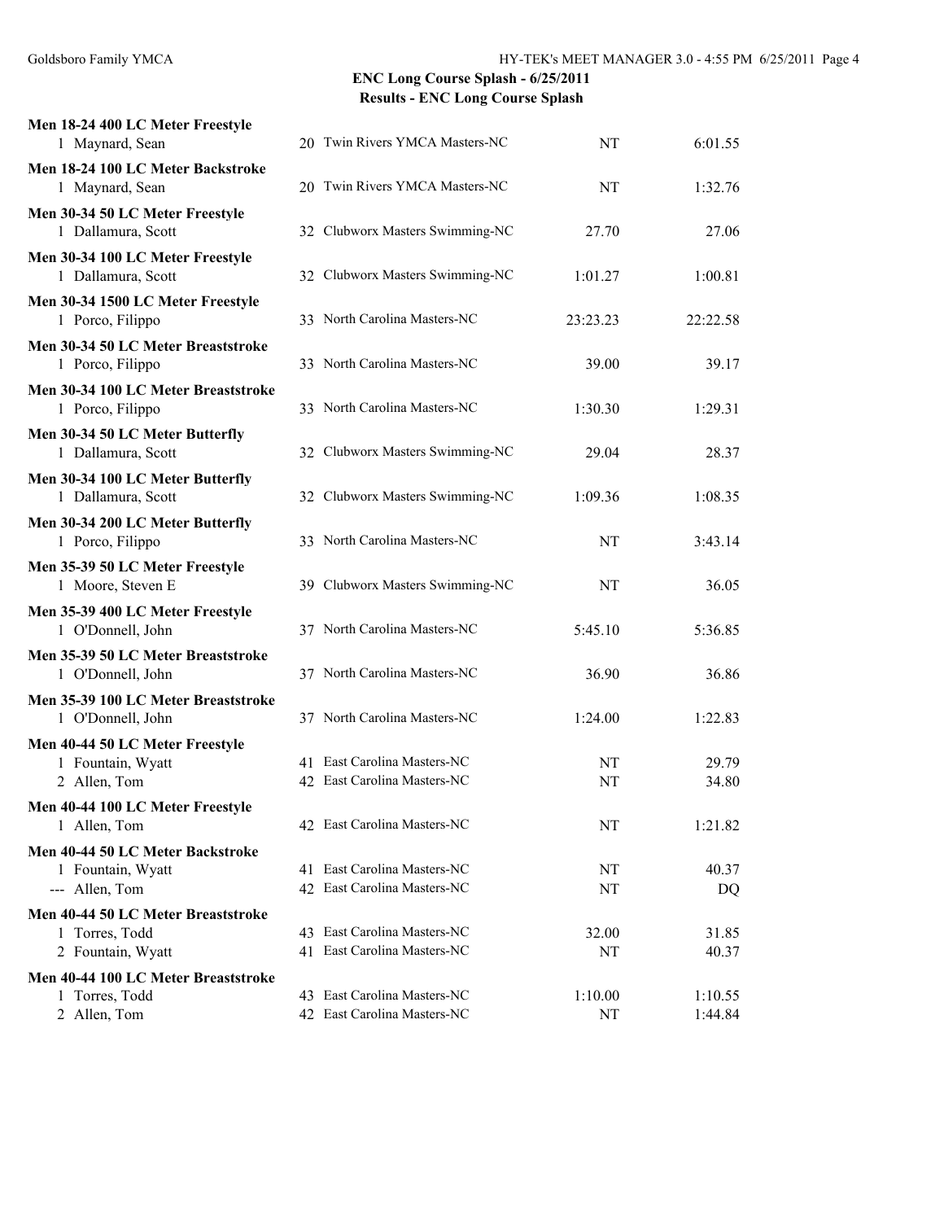## ENC Long Course Splash - 6/25/2011

### Results - ENC Long Course Splash

**Men 18-24 400 LC Meter Freestyle**

| | Name | Age | Team | Seed Time | Finals Time |
|---|---|---|---|---|---|
| 1 | Maynard, Sean | 20 | Twin Rivers YMCA Masters-NC | NT | 6:01.55 |

**Men 18-24 100 LC Meter Backstroke**

| | Name | Age | Team | Seed Time | Finals Time |
|---|---|---|---|---|---|
| 1 | Maynard, Sean | 20 | Twin Rivers YMCA Masters-NC | NT | 1:32.76 |

**Men 30-34 50 LC Meter Freestyle**

| | Name | Age | Team | Seed Time | Finals Time |
|---|---|---|---|---|---|
| 1 | Dallamura, Scott | 32 | Clubworx Masters Swimming-NC | 27.70 | 27.06 |

**Men 30-34 100 LC Meter Freestyle**

| | Name | Age | Team | Seed Time | Finals Time |
|---|---|---|---|---|---|
| 1 | Dallamura, Scott | 32 | Clubworx Masters Swimming-NC | 1:01.27 | 1:00.81 |

**Men 30-34 1500 LC Meter Freestyle**

| | Name | Age | Team | Seed Time | Finals Time |
|---|---|---|---|---|---|
| 1 | Porco, Filippo | 33 | North Carolina Masters-NC | 23:23.23 | 22:22.58 |

**Men 30-34 50 LC Meter Breaststroke**

| | Name | Age | Team | Seed Time | Finals Time |
|---|---|---|---|---|---|
| 1 | Porco, Filippo | 33 | North Carolina Masters-NC | 39.00 | 39.17 |

**Men 30-34 100 LC Meter Breaststroke**

| | Name | Age | Team | Seed Time | Finals Time |
|---|---|---|---|---|---|
| 1 | Porco, Filippo | 33 | North Carolina Masters-NC | 1:30.30 | 1:29.31 |

**Men 30-34 50 LC Meter Butterfly**

| | Name | Age | Team | Seed Time | Finals Time |
|---|---|---|---|---|---|
| 1 | Dallamura, Scott | 32 | Clubworx Masters Swimming-NC | 29.04 | 28.37 |

**Men 30-34 100 LC Meter Butterfly**

| | Name | Age | Team | Seed Time | Finals Time |
|---|---|---|---|---|---|
| 1 | Dallamura, Scott | 32 | Clubworx Masters Swimming-NC | 1:09.36 | 1:08.35 |

**Men 30-34 200 LC Meter Butterfly**

| | Name | Age | Team | Seed Time | Finals Time |
|---|---|---|---|---|---|
| 1 | Porco, Filippo | 33 | North Carolina Masters-NC | NT | 3:43.14 |

**Men 35-39 50 LC Meter Freestyle**

| | Name | Age | Team | Seed Time | Finals Time |
|---|---|---|---|---|---|
| 1 | Moore, Steven E | 39 | Clubworx Masters Swimming-NC | NT | 36.05 |

**Men 35-39 400 LC Meter Freestyle**

| | Name | Age | Team | Seed Time | Finals Time |
|---|---|---|---|---|---|
| 1 | O'Donnell, John | 37 | North Carolina Masters-NC | 5:45.10 | 5:36.85 |

**Men 35-39 50 LC Meter Breaststroke**

| | Name | Age | Team | Seed Time | Finals Time |
|---|---|---|---|---|---|
| 1 | O'Donnell, John | 37 | North Carolina Masters-NC | 36.90 | 36.86 |

**Men 35-39 100 LC Meter Breaststroke**

| | Name | Age | Team | Seed Time | Finals Time |
|---|---|---|---|---|---|
| 1 | O'Donnell, John | 37 | North Carolina Masters-NC | 1:24.00 | 1:22.83 |

**Men 40-44 50 LC Meter Freestyle**

| | Name | Age | Team | Seed Time | Finals Time |
|---|---|---|---|---|---|
| 1 | Fountain, Wyatt | 41 | East Carolina Masters-NC | NT | 29.79 |
| 2 | Allen, Tom | 42 | East Carolina Masters-NC | NT | 34.80 |

**Men 40-44 100 LC Meter Freestyle**

| | Name | Age | Team | Seed Time | Finals Time |
|---|---|---|---|---|---|
| 1 | Allen, Tom | 42 | East Carolina Masters-NC | NT | 1:21.82 |

**Men 40-44 50 LC Meter Backstroke**

| | Name | Age | Team | Seed Time | Finals Time |
|---|---|---|---|---|---|
| 1 | Fountain, Wyatt | 41 | East Carolina Masters-NC | NT | 40.37 |
| --- | Allen, Tom | 42 | East Carolina Masters-NC | NT | DQ |

**Men 40-44 50 LC Meter Breaststroke**

| | Name | Age | Team | Seed Time | Finals Time |
|---|---|---|---|---|---|
| 1 | Torres, Todd | 43 | East Carolina Masters-NC | 32.00 | 31.85 |
| 2 | Fountain, Wyatt | 41 | East Carolina Masters-NC | NT | 40.37 |

**Men 40-44 100 LC Meter Breaststroke**

| | Name | Age | Team | Seed Time | Finals Time |
|---|---|---|---|---|---|
| 1 | Torres, Todd | 43 | East Carolina Masters-NC | 1:10.00 | 1:10.55 |
| 2 | Allen, Tom | 42 | East Carolina Masters-NC | NT | 1:44.84 |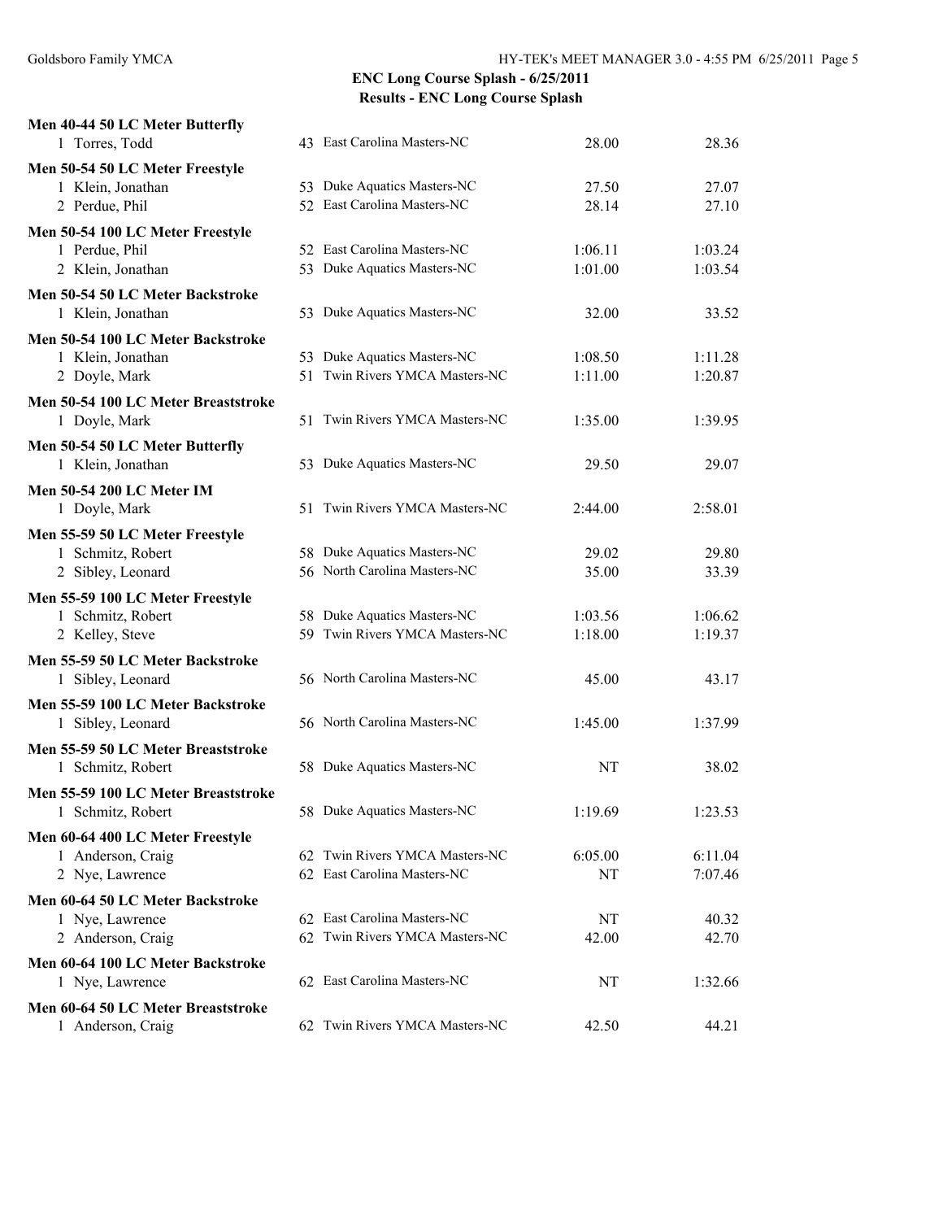## ENC Long Course Splash - 6/25/2011

### Results - ENC Long Course Splash

**Men 40-44 50 LC Meter Butterfly**

| Place | Name | Age | Team | Seed Time | Finals Time |
|---|---|---|---|---|---|
| 1 | Torres, Todd | 43 | East Carolina Masters-NC | 28.00 | 28.36 |

**Men 50-54 50 LC Meter Freestyle**

| Place | Name | Age | Team | Seed Time | Finals Time |
|---|---|---|---|---|---|
| 1 | Klein, Jonathan | 53 | Duke Aquatics Masters-NC | 27.50 | 27.07 |
| 2 | Perdue, Phil | 52 | East Carolina Masters-NC | 28.14 | 27.10 |

**Men 50-54 100 LC Meter Freestyle**

| Place | Name | Age | Team | Seed Time | Finals Time |
|---|---|---|---|---|---|
| 1 | Perdue, Phil | 52 | East Carolina Masters-NC | 1:06.11 | 1:03.24 |
| 2 | Klein, Jonathan | 53 | Duke Aquatics Masters-NC | 1:01.00 | 1:03.54 |

**Men 50-54 50 LC Meter Backstroke**

| Place | Name | Age | Team | Seed Time | Finals Time |
|---|---|---|---|---|---|
| 1 | Klein, Jonathan | 53 | Duke Aquatics Masters-NC | 32.00 | 33.52 |

**Men 50-54 100 LC Meter Backstroke**

| Place | Name | Age | Team | Seed Time | Finals Time |
|---|---|---|---|---|---|
| 1 | Klein, Jonathan | 53 | Duke Aquatics Masters-NC | 1:08.50 | 1:11.28 |
| 2 | Doyle, Mark | 51 | Twin Rivers YMCA Masters-NC | 1:11.00 | 1:20.87 |

**Men 50-54 100 LC Meter Breaststroke**

| Place | Name | Age | Team | Seed Time | Finals Time |
|---|---|---|---|---|---|
| 1 | Doyle, Mark | 51 | Twin Rivers YMCA Masters-NC | 1:35.00 | 1:39.95 |

**Men 50-54 50 LC Meter Butterfly**

| Place | Name | Age | Team | Seed Time | Finals Time |
|---|---|---|---|---|---|
| 1 | Klein, Jonathan | 53 | Duke Aquatics Masters-NC | 29.50 | 29.07 |

**Men 50-54 200 LC Meter IM**

| Place | Name | Age | Team | Seed Time | Finals Time |
|---|---|---|---|---|---|
| 1 | Doyle, Mark | 51 | Twin Rivers YMCA Masters-NC | 2:44.00 | 2:58.01 |

**Men 55-59 50 LC Meter Freestyle**

| Place | Name | Age | Team | Seed Time | Finals Time |
|---|---|---|---|---|---|
| 1 | Schmitz, Robert | 58 | Duke Aquatics Masters-NC | 29.02 | 29.80 |
| 2 | Sibley, Leonard | 56 | North Carolina Masters-NC | 35.00 | 33.39 |

**Men 55-59 100 LC Meter Freestyle**

| Place | Name | Age | Team | Seed Time | Finals Time |
|---|---|---|---|---|---|
| 1 | Schmitz, Robert | 58 | Duke Aquatics Masters-NC | 1:03.56 | 1:06.62 |
| 2 | Kelley, Steve | 59 | Twin Rivers YMCA Masters-NC | 1:18.00 | 1:19.37 |

**Men 55-59 50 LC Meter Backstroke**

| Place | Name | Age | Team | Seed Time | Finals Time |
|---|---|---|---|---|---|
| 1 | Sibley, Leonard | 56 | North Carolina Masters-NC | 45.00 | 43.17 |

**Men 55-59 100 LC Meter Backstroke**

| Place | Name | Age | Team | Seed Time | Finals Time |
|---|---|---|---|---|---|
| 1 | Sibley, Leonard | 56 | North Carolina Masters-NC | 1:45.00 | 1:37.99 |

**Men 55-59 50 LC Meter Breaststroke**

| Place | Name | Age | Team | Seed Time | Finals Time |
|---|---|---|---|---|---|
| 1 | Schmitz, Robert | 58 | Duke Aquatics Masters-NC | NT | 38.02 |

**Men 55-59 100 LC Meter Breaststroke**

| Place | Name | Age | Team | Seed Time | Finals Time |
|---|---|---|---|---|---|
| 1 | Schmitz, Robert | 58 | Duke Aquatics Masters-NC | 1:19.69 | 1:23.53 |

**Men 60-64 400 LC Meter Freestyle**

| Place | Name | Age | Team | Seed Time | Finals Time |
|---|---|---|---|---|---|
| 1 | Anderson, Craig | 62 | Twin Rivers YMCA Masters-NC | 6:05.00 | 6:11.04 |
| 2 | Nye, Lawrence | 62 | East Carolina Masters-NC | NT | 7:07.46 |

**Men 60-64 50 LC Meter Backstroke**

| Place | Name | Age | Team | Seed Time | Finals Time |
|---|---|---|---|---|---|
| 1 | Nye, Lawrence | 62 | East Carolina Masters-NC | NT | 40.32 |
| 2 | Anderson, Craig | 62 | Twin Rivers YMCA Masters-NC | 42.00 | 42.70 |

**Men 60-64 100 LC Meter Backstroke**

| Place | Name | Age | Team | Seed Time | Finals Time |
|---|---|---|---|---|---|
| 1 | Nye, Lawrence | 62 | East Carolina Masters-NC | NT | 1:32.66 |

**Men 60-64 50 LC Meter Breaststroke**

| Place | Name | Age | Team | Seed Time | Finals Time |
|---|---|---|---|---|---|
| 1 | Anderson, Craig | 62 | Twin Rivers YMCA Masters-NC | 42.50 | 44.21 |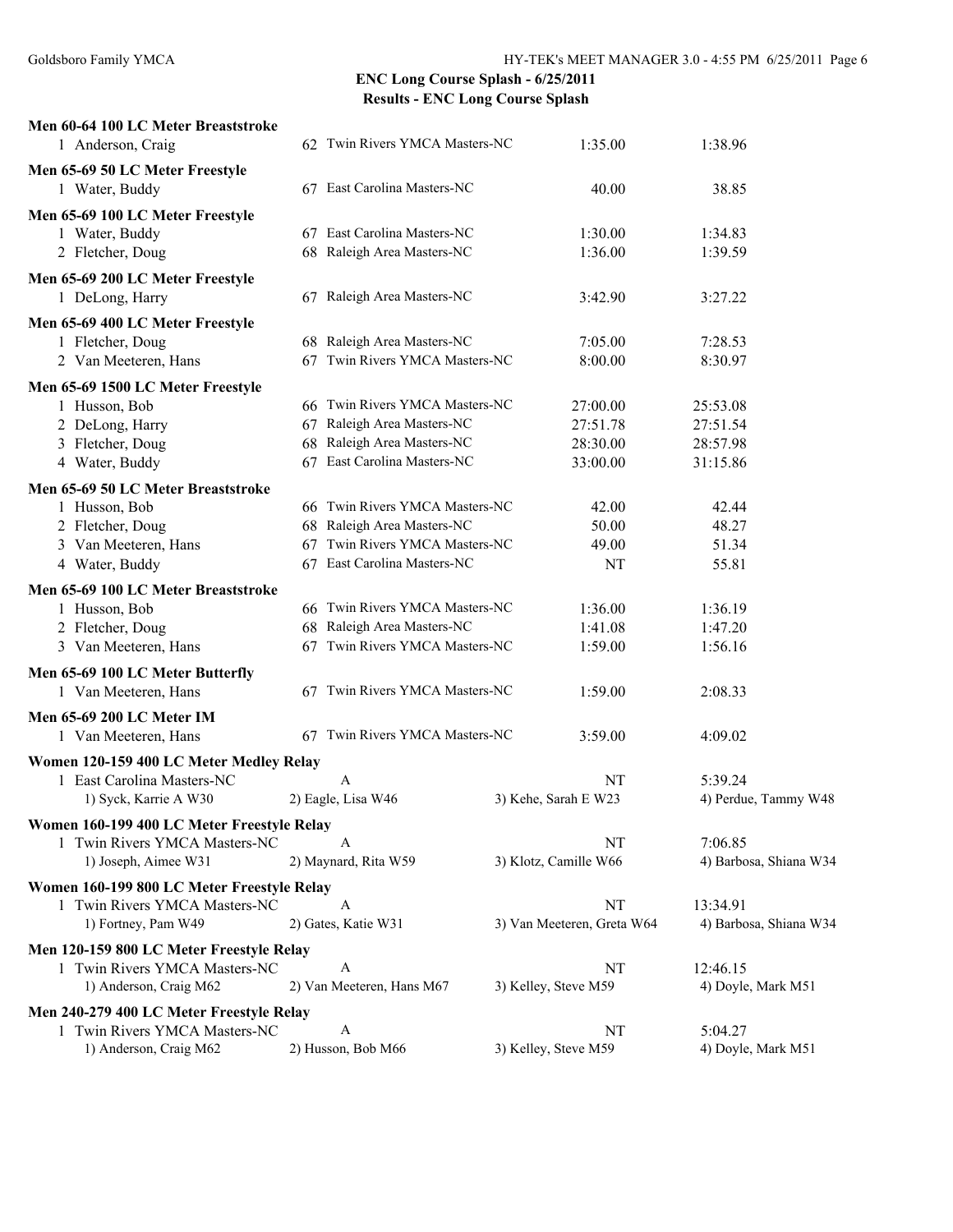## ENC Long Course Splash - 6/25/2011

## Results - ENC Long Course Splash

**Men 60-64 100 LC Meter Breaststroke**

| | Name | Age | Team | Seed Time | Finals Time |
|---|---|---|---|---|---|
| 1 | Anderson, Craig | 62 | Twin Rivers YMCA Masters-NC | 1:35.00 | 1:38.96 |

**Men 65-69 50 LC Meter Freestyle**

| | Name | Age | Team | Seed Time | Finals Time |
|---|---|---|---|---|---|
| 1 | Water, Buddy | 67 | East Carolina Masters-NC | 40.00 | 38.85 |

**Men 65-69 100 LC Meter Freestyle**

| | Name | Age | Team | Seed Time | Finals Time |
|---|---|---|---|---|---|
| 1 | Water, Buddy | 67 | East Carolina Masters-NC | 1:30.00 | 1:34.83 |
| 2 | Fletcher, Doug | 68 | Raleigh Area Masters-NC | 1:36.00 | 1:39.59 |

**Men 65-69 200 LC Meter Freestyle**

| | Name | Age | Team | Seed Time | Finals Time |
|---|---|---|---|---|---|
| 1 | DeLong, Harry | 67 | Raleigh Area Masters-NC | 3:42.90 | 3:27.22 |

**Men 65-69 400 LC Meter Freestyle**

| | Name | Age | Team | Seed Time | Finals Time |
|---|---|---|---|---|---|
| 1 | Fletcher, Doug | 68 | Raleigh Area Masters-NC | 7:05.00 | 7:28.53 |
| 2 | Van Meeteren, Hans | 67 | Twin Rivers YMCA Masters-NC | 8:00.00 | 8:30.97 |

**Men 65-69 1500 LC Meter Freestyle**

| | Name | Age | Team | Seed Time | Finals Time |
|---|---|---|---|---|---|
| 1 | Husson, Bob | 66 | Twin Rivers YMCA Masters-NC | 27:00.00 | 25:53.08 |
| 2 | DeLong, Harry | 67 | Raleigh Area Masters-NC | 27:51.78 | 27:51.54 |
| 3 | Fletcher, Doug | 68 | Raleigh Area Masters-NC | 28:30.00 | 28:57.98 |
| 4 | Water, Buddy | 67 | East Carolina Masters-NC | 33:00.00 | 31:15.86 |

**Men 65-69 50 LC Meter Breaststroke**

| | Name | Age | Team | Seed Time | Finals Time |
|---|---|---|---|---|---|
| 1 | Husson, Bob | 66 | Twin Rivers YMCA Masters-NC | 42.00 | 42.44 |
| 2 | Fletcher, Doug | 68 | Raleigh Area Masters-NC | 50.00 | 48.27 |
| 3 | Van Meeteren, Hans | 67 | Twin Rivers YMCA Masters-NC | 49.00 | 51.34 |
| 4 | Water, Buddy | 67 | East Carolina Masters-NC | NT | 55.81 |

**Men 65-69 100 LC Meter Breaststroke**

| | Name | Age | Team | Seed Time | Finals Time |
|---|---|---|---|---|---|
| 1 | Husson, Bob | 66 | Twin Rivers YMCA Masters-NC | 1:36.00 | 1:36.19 |
| 2 | Fletcher, Doug | 68 | Raleigh Area Masters-NC | 1:41.08 | 1:47.20 |
| 3 | Van Meeteren, Hans | 67 | Twin Rivers YMCA Masters-NC | 1:59.00 | 1:56.16 |

**Men 65-69 100 LC Meter Butterfly**

| | Name | Age | Team | Seed Time | Finals Time |
|---|---|---|---|---|---|
| 1 | Van Meeteren, Hans | 67 | Twin Rivers YMCA Masters-NC | 1:59.00 | 2:08.33 |

**Men 65-69 200 LC Meter IM**

| | Name | Age | Team | Seed Time | Finals Time |
|---|---|---|---|---|---|
| 1 | Van Meeteren, Hans | 67 | Twin Rivers YMCA Masters-NC | 3:59.00 | 4:09.02 |

**Women 120-159 400 LC Meter Medley Relay**

| | Team | Relay | Seed Time | Finals Time |
|---|---|---|---|---|
| 1 | East Carolina Masters-NC | A | NT | 5:39.24 |

1) Syck, Karrie A W30 | 2) Eagle, Lisa W46 | 3) Kehe, Sarah E W23 | 4) Perdue, Tammy W48

**Women 160-199 400 LC Meter Freestyle Relay**

| | Team | Relay | Seed Time | Finals Time |
|---|---|---|---|---|
| 1 | Twin Rivers YMCA Masters-NC | A | NT | 7:06.85 |

1) Joseph, Aimee W31 | 2) Maynard, Rita W59 | 3) Klotz, Camille W66 | 4) Barbosa, Shiana W34

**Women 160-199 800 LC Meter Freestyle Relay**

| | Team | Relay | Seed Time | Finals Time |
|---|---|---|---|---|
| 1 | Twin Rivers YMCA Masters-NC | A | NT | 13:34.91 |

1) Fortney, Pam W49 | 2) Gates, Katie W31 | 3) Van Meeteren, Greta W64 | 4) Barbosa, Shiana W34

**Men 120-159 800 LC Meter Freestyle Relay**

| | Team | Relay | Seed Time | Finals Time |
|---|---|---|---|---|
| 1 | Twin Rivers YMCA Masters-NC | A | NT | 12:46.15 |

1) Anderson, Craig M62 | 2) Van Meeteren, Hans M67 | 3) Kelley, Steve M59 | 4) Doyle, Mark M51

**Men 240-279 400 LC Meter Freestyle Relay**

| | Team | Relay | Seed Time | Finals Time |
|---|---|---|---|---|
| 1 | Twin Rivers YMCA Masters-NC | A | NT | 5:04.27 |

1) Anderson, Craig M62 | 2) Husson, Bob M66 | 3) Kelley, Steve M59 | 4) Doyle, Mark M51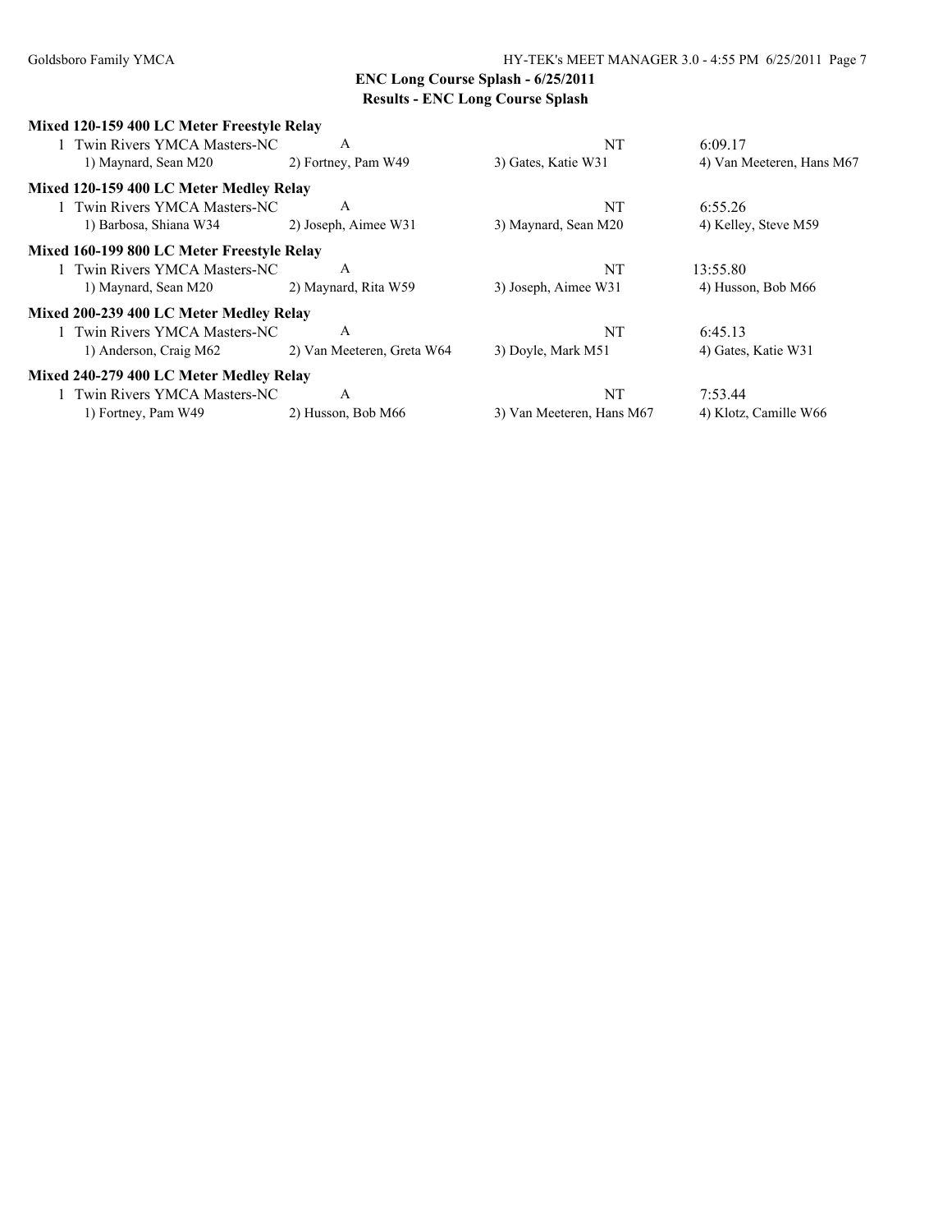**ENC Long Course Splash - 6/25/2011**
**Results - ENC Long Course Splash**

**Mixed 120-159 400 LC Meter Freestyle Relay**

| | | | |
|---|---|---|---|
| 1 Twin Rivers YMCA Masters-NC | A | NT | 6:09.17 |
| 1) Maynard, Sean M20 | 2) Fortney, Pam W49 | 3) Gates, Katie W31 | 4) Van Meeteren, Hans M67 |

**Mixed 120-159 400 LC Meter Medley Relay**

| | | | |
|---|---|---|---|
| 1 Twin Rivers YMCA Masters-NC | A | NT | 6:55.26 |
| 1) Barbosa, Shiana W34 | 2) Joseph, Aimee W31 | 3) Maynard, Sean M20 | 4) Kelley, Steve M59 |

**Mixed 160-199 800 LC Meter Freestyle Relay**

| | | | |
|---|---|---|---|
| 1 Twin Rivers YMCA Masters-NC | A | NT | 13:55.80 |
| 1) Maynard, Sean M20 | 2) Maynard, Rita W59 | 3) Joseph, Aimee W31 | 4) Husson, Bob M66 |

**Mixed 200-239 400 LC Meter Medley Relay**

| | | | |
|---|---|---|---|
| 1 Twin Rivers YMCA Masters-NC | A | NT | 6:45.13 |
| 1) Anderson, Craig M62 | 2) Van Meeteren, Greta W64 | 3) Doyle, Mark M51 | 4) Gates, Katie W31 |

**Mixed 240-279 400 LC Meter Medley Relay**

| | | | |
|---|---|---|---|
| 1 Twin Rivers YMCA Masters-NC | A | NT | 7:53.44 |
| 1) Fortney, Pam W49 | 2) Husson, Bob M66 | 3) Van Meeteren, Hans M67 | 4) Klotz, Camille W66 |